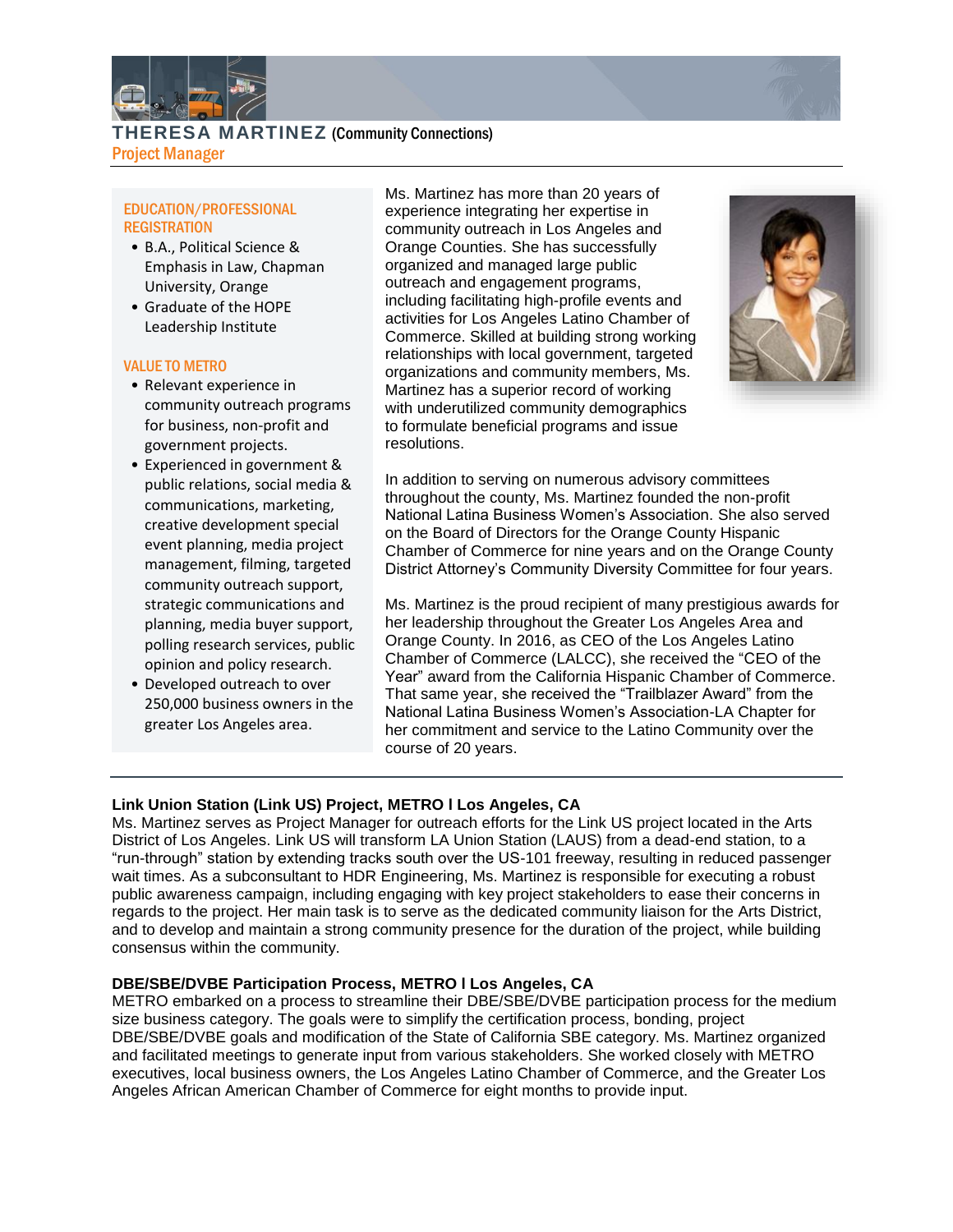# THERESA MARTINEZ (Community Connections)

## Project Manager

### EDUCATION/PROFESSIONAL REGISTRATION

- B.A., Political Science & Emphasis in Law, Chapman University, Orange
- Graduate of the HOPE Leadership Institute

### VALUE TO METRO

- Relevant experience in community outreach programs for business, non-profit and government projects.
- Experienced in government & public relations, social media & communications, marketing, creative development special event planning, media project management, filming, targeted community outreach support, strategic communications and planning, media buyer support, polling research services, public opinion and policy research.
- Developed outreach to over 250,000 business owners in the greater Los Angeles area.

Ms. Martinez has more than 20 years of experience integrating her expertise in community outreach in Los Angeles and Orange Counties. She has successfully organized and managed large public outreach and engagement programs, including facilitating high-profile events and activities for Los Angeles Latino Chamber of Commerce. Skilled at building strong working relationships with local government, targeted organizations and community members, Ms. Martinez has a superior record of working with underutilized community demographics to formulate beneficial programs and issue resolutions.

In addition to serving on numerous advisory committees throughout the county, Ms. Martinez founded the non-profit National Latina Business Women's Association. She also served on the Board of Directors for the Orange County Hispanic Chamber of Commerce for nine years and on the Orange County District Attorney's Community Diversity Committee for four years.

Ms. Martinez is the proud recipient of many prestigious awards for her leadership throughout the Greater Los Angeles Area and Orange County. In 2016, as CEO of the Los Angeles Latino Chamber of Commerce (LALCC), she received the "CEO of the Year" award from the California Hispanic Chamber of Commerce. That same year, she received the "Trailblazer Award" from the National Latina Business Women's Association-LA Chapter for her commitment and service to the Latino Community over the course of 20 years.

---

**Link Union Station (Link US) Project, METRO l Los Angeles, CA**
Ms. Martinez serves as Project Manager for outreach efforts for the Link US project located in the Arts District of Los Angeles. Link US will transform LA Union Station (LAUS) from a dead-end station, to a "run-through" station by extending tracks south over the US-101 freeway, resulting in reduced passenger wait times. As a subconsultant to HDR Engineering, Ms. Martinez is responsible for executing a robust public awareness campaign, including engaging with key project stakeholders to ease their concerns in regards to the project. Her main task is to serve as the dedicated community liaison for the Arts District, and to develop and maintain a strong community presence for the duration of the project, while building consensus within the community.

**DBE/SBE/DVBE Participation Process, METRO l Los Angeles, CA**
METRO embarked on a process to streamline their DBE/SBE/DVBE participation process for the medium size business category. The goals were to simplify the certification process, bonding, project DBE/SBE/DVBE goals and modification of the State of California SBE category. Ms. Martinez organized and facilitated meetings to generate input from various stakeholders. She worked closely with METRO executives, local business owners, the Los Angeles Latino Chamber of Commerce, and the Greater Los Angeles African American Chamber of Commerce for eight months to provide input.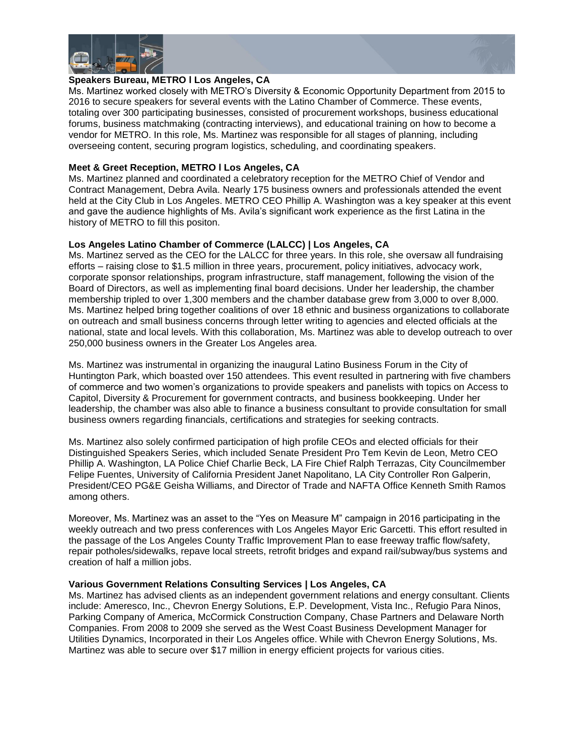**Speakers Bureau, METRO l Los Angeles, CA**

Ms. Martinez worked closely with METRO's Diversity & Economic Opportunity Department from 2015 to 2016 to secure speakers for several events with the Latino Chamber of Commerce. These events, totaling over 300 participating businesses, consisted of procurement workshops, business educational forums, business matchmaking (contracting interviews), and educational training on how to become a vendor for METRO. In this role, Ms. Martinez was responsible for all stages of planning, including overseeing content, securing program logistics, scheduling, and coordinating speakers.

**Meet & Greet Reception, METRO l Los Angeles, CA**

Ms. Martinez planned and coordinated a celebratory reception for the METRO Chief of Vendor and Contract Management, Debra Avila. Nearly 175 business owners and professionals attended the event held at the City Club in Los Angeles. METRO CEO Phillip A. Washington was a key speaker at this event and gave the audience highlights of Ms. Avila's significant work experience as the first Latina in the history of METRO to fill this positon.

**Los Angeles Latino Chamber of Commerce (LALCC) | Los Angeles, CA**

Ms. Martinez served as the CEO for the LALCC for three years. In this role, she oversaw all fundraising efforts – raising close to $1.5 million in three years, procurement, policy initiatives, advocacy work, corporate sponsor relationships, program infrastructure, staff management, following the vision of the Board of Directors, as well as implementing final board decisions. Under her leadership, the chamber membership tripled to over 1,300 members and the chamber database grew from 3,000 to over 8,000. Ms. Martinez helped bring together coalitions of over 18 ethnic and business organizations to collaborate on outreach and small business concerns through letter writing to agencies and elected officials at the national, state and local levels. With this collaboration, Ms. Martinez was able to develop outreach to over 250,000 business owners in the Greater Los Angeles area.

Ms. Martinez was instrumental in organizing the inaugural Latino Business Forum in the City of Huntington Park, which boasted over 150 attendees. This event resulted in partnering with five chambers of commerce and two women's organizations to provide speakers and panelists with topics on Access to Capitol, Diversity & Procurement for government contracts, and business bookkeeping. Under her leadership, the chamber was also able to finance a business consultant to provide consultation for small business owners regarding financials, certifications and strategies for seeking contracts.

Ms. Martinez also solely confirmed participation of high profile CEOs and elected officials for their Distinguished Speakers Series, which included Senate President Pro Tem Kevin de Leon, Metro CEO Phillip A. Washington, LA Police Chief Charlie Beck, LA Fire Chief Ralph Terrazas, City Councilmember Felipe Fuentes, University of California President Janet Napolitano, LA City Controller Ron Galperin, President/CEO PG&E Geisha Williams, and Director of Trade and NAFTA Office Kenneth Smith Ramos among others.

Moreover, Ms. Martinez was an asset to the "Yes on Measure M" campaign in 2016 participating in the weekly outreach and two press conferences with Los Angeles Mayor Eric Garcetti. This effort resulted in the passage of the Los Angeles County Traffic Improvement Plan to ease freeway traffic flow/safety, repair potholes/sidewalks, repave local streets, retrofit bridges and expand rail/subway/bus systems and creation of half a million jobs.

**Various Government Relations Consulting Services | Los Angeles, CA**

Ms. Martinez has advised clients as an independent government relations and energy consultant. Clients include: Ameresco, Inc., Chevron Energy Solutions, E.P. Development, Vista Inc., Refugio Para Ninos, Parking Company of America, McCormick Construction Company, Chase Partners and Delaware North Companies. From 2008 to 2009 she served as the West Coast Business Development Manager for Utilities Dynamics, Incorporated in their Los Angeles office. While with Chevron Energy Solutions, Ms. Martinez was able to secure over $17 million in energy efficient projects for various cities.